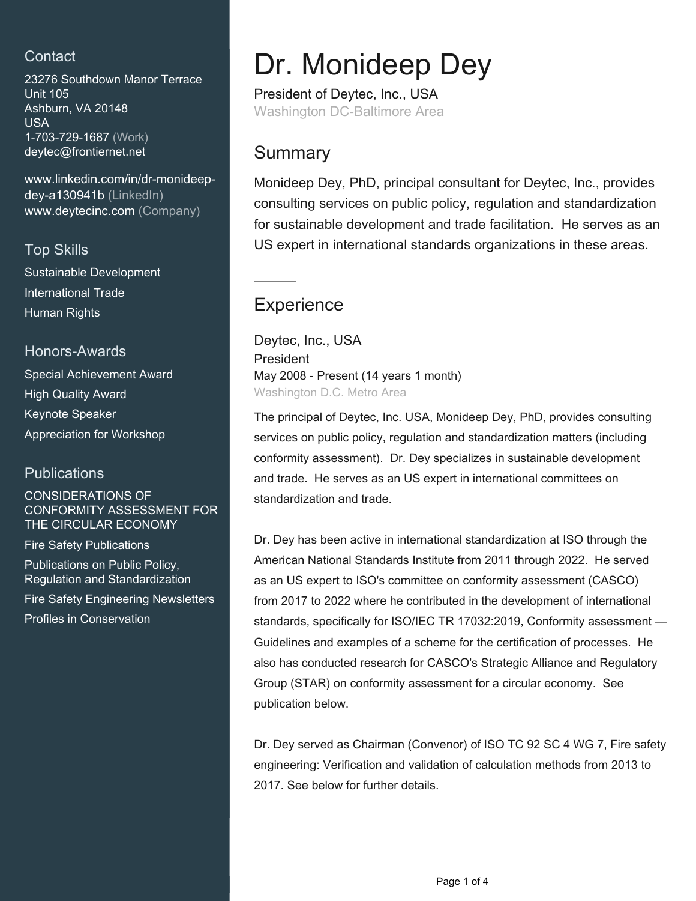## Contact

23276 Southdown Manor Terrace
Unit 105
Ashburn, VA 20148
USA
1-703-729-1687 (Work)
deytec@frontiernet.net

www.linkedin.com/in/dr-monideep-dey-a130941b (LinkedIn)
www.deytecinc.com (Company)

## Top Skills

Sustainable Development
International Trade
Human Rights

## Honors-Awards

Special Achievement Award
High Quality Award
Keynote Speaker
Appreciation for Workshop

## Publications

CONSIDERATIONS OF CONFORMITY ASSESSMENT FOR THE CIRCULAR ECONOMY
Fire Safety Publications
Publications on Public Policy, Regulation and Standardization
Fire Safety Engineering Newsletters
Profiles in Conservation

# Dr. Monideep Dey

President of Deytec, Inc., USA
Washington DC-Baltimore Area

## Summary

Monideep Dey, PhD, principal consultant for Deytec, Inc., provides consulting services on public policy, regulation and standardization for sustainable development and trade facilitation. He serves as an US expert in international standards organizations in these areas.

---

## Experience

### Deytec, Inc., USA
President
May 2008 - Present (14 years 1 month)
Washington D.C. Metro Area

The principal of Deytec, Inc. USA, Monideep Dey, PhD, provides consulting services on public policy, regulation and standardization matters (including conformity assessment). Dr. Dey specializes in sustainable development and trade. He serves as an US expert in international committees on standardization and trade.

Dr. Dey has been active in international standardization at ISO through the American National Standards Institute from 2011 through 2022. He served as an US expert to ISO's committee on conformity assessment (CASCO) from 2017 to 2022 where he contributed in the development of international standards, specifically for ISO/IEC TR 17032:2019, Conformity assessment — Guidelines and examples of a scheme for the certification of processes. He also has conducted research for CASCO's Strategic Alliance and Regulatory Group (STAR) on conformity assessment for a circular economy. See publication below.

Dr. Dey served as Chairman (Convenor) of ISO TC 92 SC 4 WG 7, Fire safety engineering: Verification and validation of calculation methods from 2013 to 2017. See below for further details.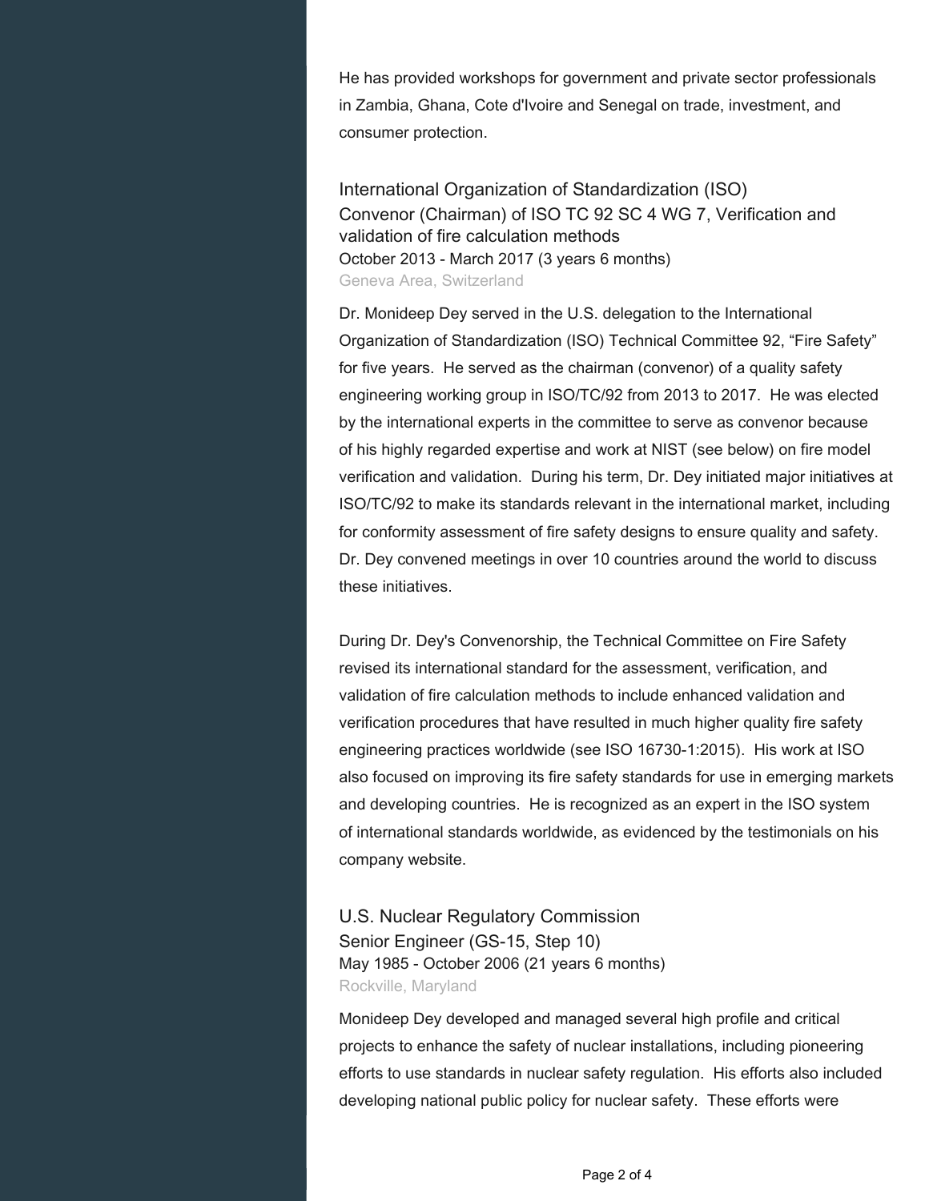He has provided workshops for government and private sector professionals in Zambia, Ghana, Cote d'Ivoire and Senegal on trade, investment, and consumer protection.

### International Organization of Standardization (ISO)
Convenor (Chairman) of ISO TC 92 SC 4 WG 7, Verification and validation of fire calculation methods
October 2013 - March 2017 (3 years 6 months)
Geneva Area, Switzerland

Dr. Monideep Dey served in the U.S. delegation to the International Organization of Standardization (ISO) Technical Committee 92, "Fire Safety" for five years. He served as the chairman (convenor) of a quality safety engineering working group in ISO/TC/92 from 2013 to 2017. He was elected by the international experts in the committee to serve as convenor because of his highly regarded expertise and work at NIST (see below) on fire model verification and validation. During his term, Dr. Dey initiated major initiatives at ISO/TC/92 to make its standards relevant in the international market, including for conformity assessment of fire safety designs to ensure quality and safety. Dr. Dey convened meetings in over 10 countries around the world to discuss these initiatives.

During Dr. Dey's Convenorship, the Technical Committee on Fire Safety revised its international standard for the assessment, verification, and validation of fire calculation methods to include enhanced validation and verification procedures that have resulted in much higher quality fire safety engineering practices worldwide (see ISO 16730-1:2015). His work at ISO also focused on improving its fire safety standards for use in emerging markets and developing countries. He is recognized as an expert in the ISO system of international standards worldwide, as evidenced by the testimonials on his company website.

### U.S. Nuclear Regulatory Commission
Senior Engineer (GS-15, Step 10)
May 1985 - October 2006 (21 years 6 months)
Rockville, Maryland

Monideep Dey developed and managed several high profile and critical projects to enhance the safety of nuclear installations, including pioneering efforts to use standards in nuclear safety regulation. His efforts also included developing national public policy for nuclear safety. These efforts were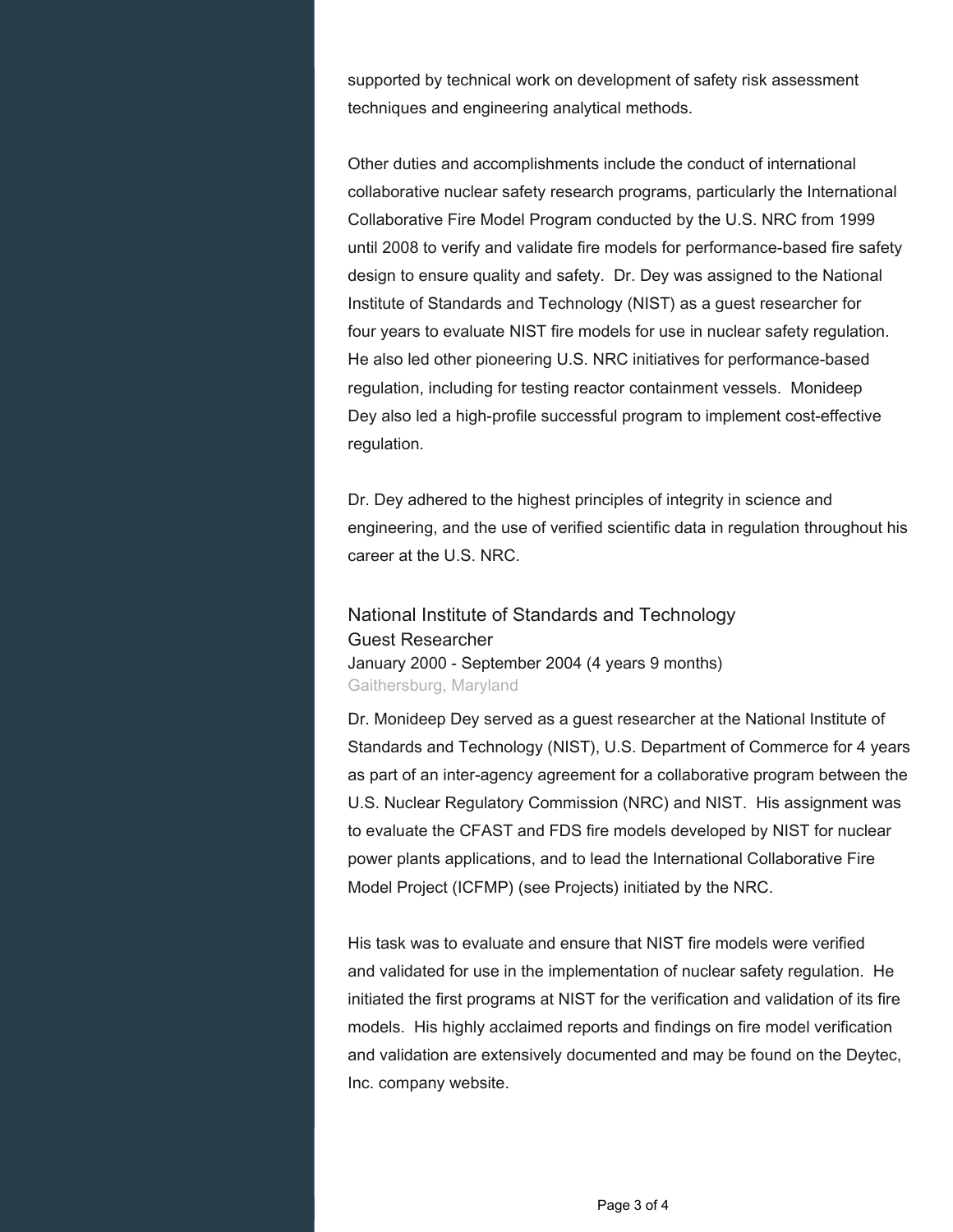supported by technical work on development of safety risk assessment techniques and engineering analytical methods.

Other duties and accomplishments include the conduct of international collaborative nuclear safety research programs, particularly the International Collaborative Fire Model Program conducted by the U.S. NRC from 1999 until 2008 to verify and validate fire models for performance-based fire safety design to ensure quality and safety.  Dr. Dey was assigned to the National Institute of Standards and Technology (NIST) as a guest researcher for four years to evaluate NIST fire models for use in nuclear safety regulation. He also led other pioneering U.S. NRC initiatives for performance-based regulation, including for testing reactor containment vessels.  Monideep Dey also led a high-profile successful program to implement cost-effective regulation.

Dr. Dey adhered to the highest principles of integrity in science and engineering, and the use of verified scientific data in regulation throughout his career at the U.S. NRC.

### National Institute of Standards and Technology
### Guest Researcher

January 2000 - September 2004 (4 years 9 months)

Gaithersburg, Maryland

Dr. Monideep Dey served as a guest researcher at the National Institute of Standards and Technology (NIST), U.S. Department of Commerce for 4 years as part of an inter-agency agreement for a collaborative program between the U.S. Nuclear Regulatory Commission (NRC) and NIST.  His assignment was to evaluate the CFAST and FDS fire models developed by NIST for nuclear power plants applications, and to lead the International Collaborative Fire Model Project (ICFMP) (see Projects) initiated by the NRC.

His task was to evaluate and ensure that NIST fire models were verified and validated for use in the implementation of nuclear safety regulation.  He initiated the first programs at NIST for the verification and validation of its fire models.  His highly acclaimed reports and findings on fire model verification and validation are extensively documented and may be found on the Deytec, Inc. company website.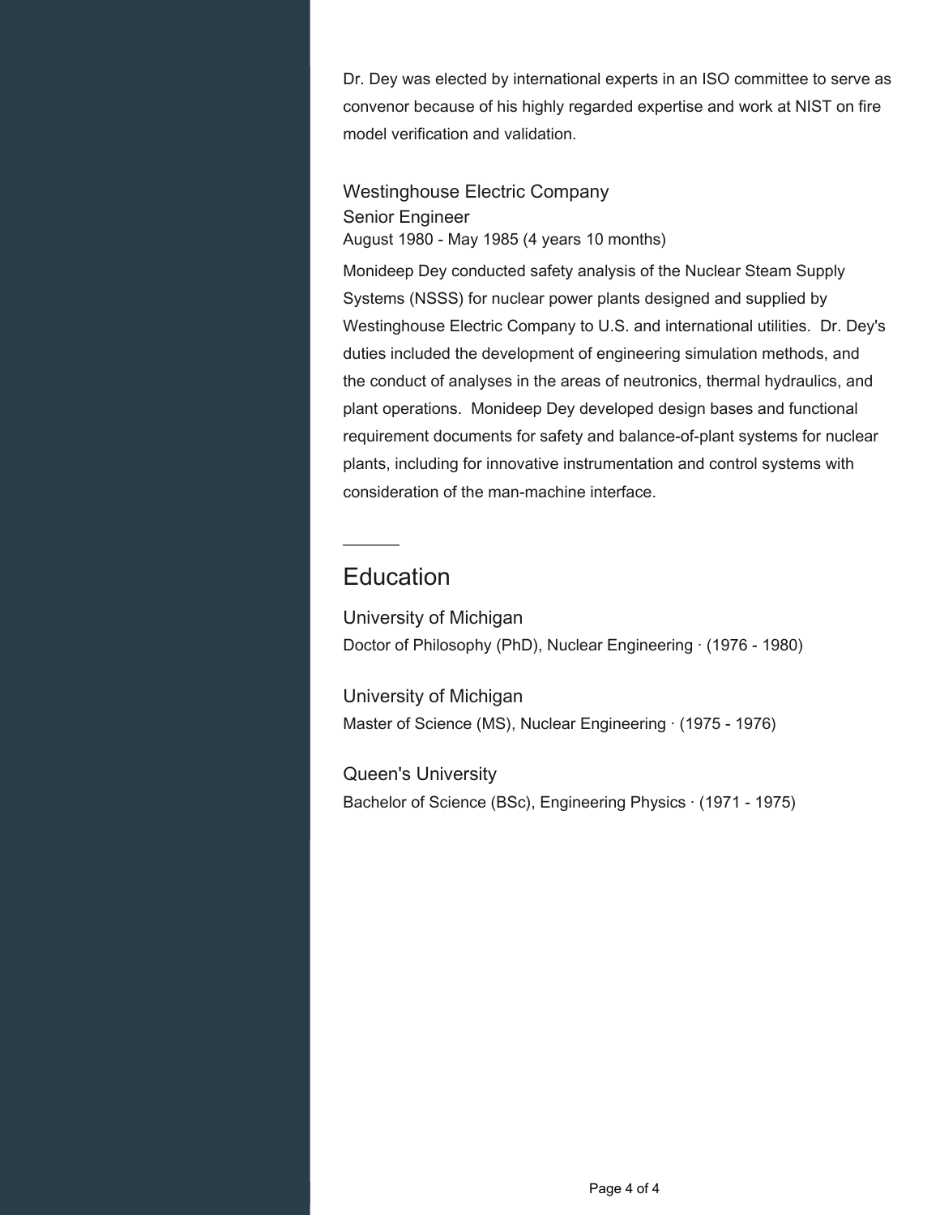Dr. Dey was elected by international experts in an ISO committee to serve as convenor because of his highly regarded expertise and work at NIST on fire model verification and validation.

### Westinghouse Electric Company

Senior Engineer

August 1980 - May 1985 (4 years 10 months)

Monideep Dey conducted safety analysis of the Nuclear Steam Supply Systems (NSSS) for nuclear power plants designed and supplied by Westinghouse Electric Company to U.S. and international utilities.  Dr. Dey's duties included the development of engineering simulation methods, and the conduct of analyses in the areas of neutronics, thermal hydraulics, and plant operations.  Monideep Dey developed design bases and functional requirement documents for safety and balance-of-plant systems for nuclear plants, including for innovative instrumentation and control systems with consideration of the man-machine interface.

## Education

### University of Michigan

Doctor of Philosophy (PhD), Nuclear Engineering · (1976 - 1980)

### University of Michigan

Master of Science (MS), Nuclear Engineering · (1975 - 1976)

### Queen's University

Bachelor of Science (BSc), Engineering Physics · (1971 - 1975)